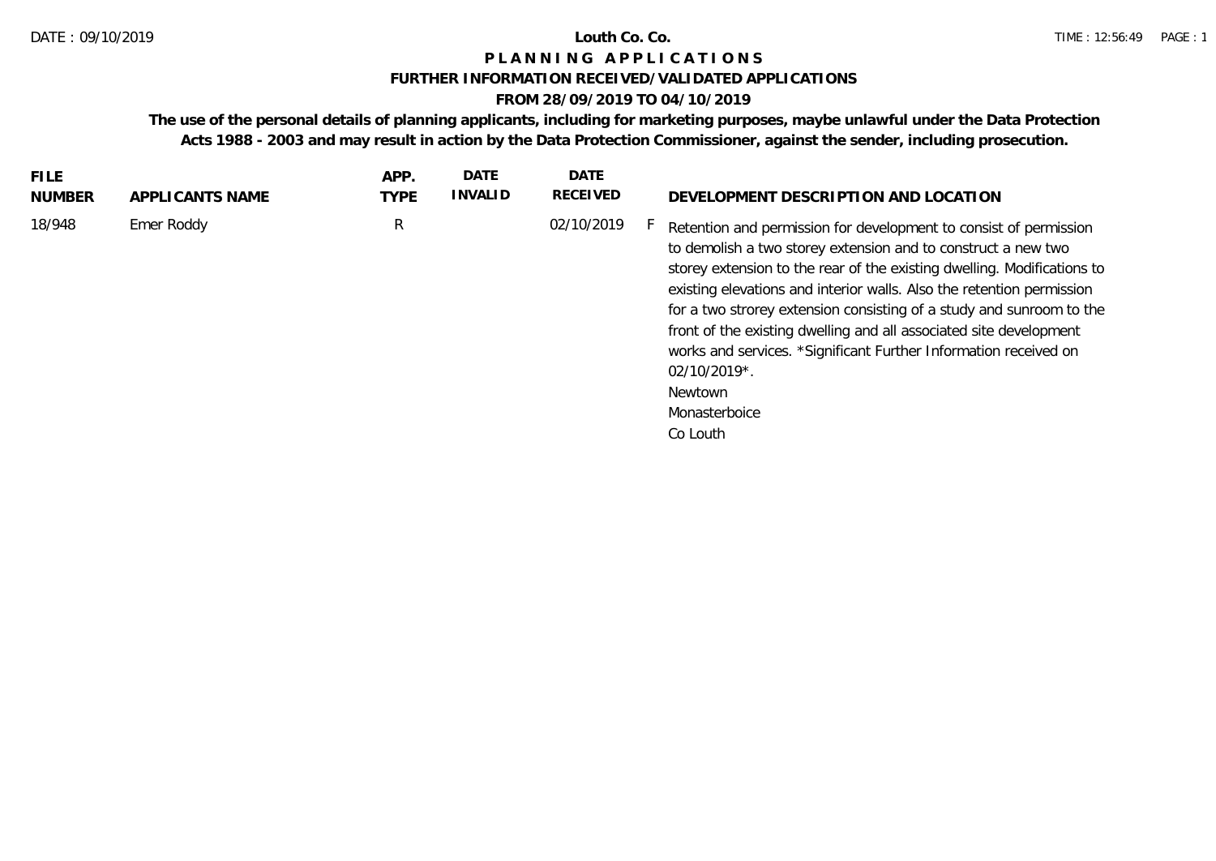DATE : 09/10/2019

**Louth Co. Co.**

TIME : 12:56:49

# PLANNING APPLICATIONS

## FURTHER INFORMATION RECEIVED/VALIDATED APPLICATIONS

### FROM 28/09/2019 TO 04/10/2019

**The use of the personal details of planning applicants, including for marketing purposes, maybe unlawful under the Data Protection Acts 1988 - 2003 and may result in action by the Data Protection Commissioner, against the sender, including prosecution.**

| FILE NUMBER | APPLICANTS NAME | APP. TYPE | DATE INVALID | DATE RECEIVED | | DEVELOPMENT DESCRIPTION AND LOCATION |
|---|---|---|---|---|---|---|
| 18/948 | Emer Roddy | R | | 02/10/2019 | F | Retention and permission for development to consist of permission to demolish a two storey extension and to construct a new two storey extension to the rear of the existing dwelling. Modifications to existing elevations and interior walls. Also the retention permission for a two strorey extension consisting of a study and sunroom to the front of the existing dwelling and all associated site development works and services. *Significant Further Information received on 02/10/2019*. Newtown Monasterboice Co Louth |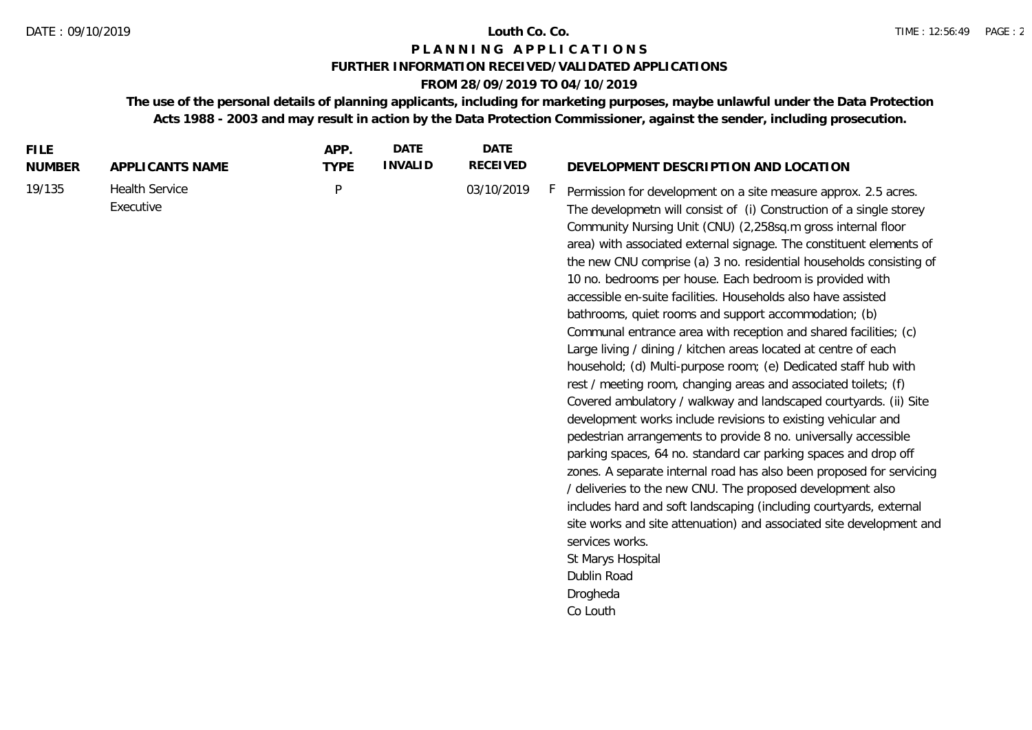**Louth Co. Co.**

# P L A N N I N G   A P P L I C A T I O N S

## FURTHER INFORMATION RECEIVED/VALIDATED APPLICATIONS

## FROM 28/09/2019 TO 04/10/2019

**The use of the personal details of planning applicants, including for marketing purposes, maybe unlawful under the Data Protection Acts 1988 - 2003 and may result in action by the Data Protection Commissioner, against the sender, including prosecution.**

| FILE NUMBER | APPLICANTS NAME | APP. TYPE | DATE INVALID | DATE RECEIVED | | DEVELOPMENT DESCRIPTION AND LOCATION |
|---|---|---|---|---|---|---|
| 19/135 | Health Service Executive | P | | 03/10/2019 | F | Permission for development on a site measure approx. 2.5 acres. The developmetn will consist of (i) Construction of a single storey Community Nursing Unit (CNU) (2,258sq.m gross internal floor area) with associated external signage. The constituent elements of the new CNU comprise (a) 3 no. residential households consisting of 10 no. bedrooms per house. Each bedroom is provided with accessible en-suite facilities. Households also have assisted bathrooms, quiet rooms and support accommodation; (b) Communal entrance area with reception and shared facilities; (c) Large living / dining / kitchen areas located at centre of each household; (d) Multi-purpose room; (e) Dedicated staff hub with rest / meeting room, changing areas and associated toilets; (f) Covered ambulatory / walkway and landscaped courtyards. (ii) Site development works include revisions to existing vehicular and pedestrian arrangements to provide 8 no. universally accessible parking spaces, 64 no. standard car parking spaces and drop off zones. A separate internal road has also been proposed for servicing / deliveries to the new CNU. The proposed development also includes hard and soft landscaping (including courtyards, external site works and site attenuation) and associated site development and services works. St Marys Hospital Dublin Road Drogheda Co Louth |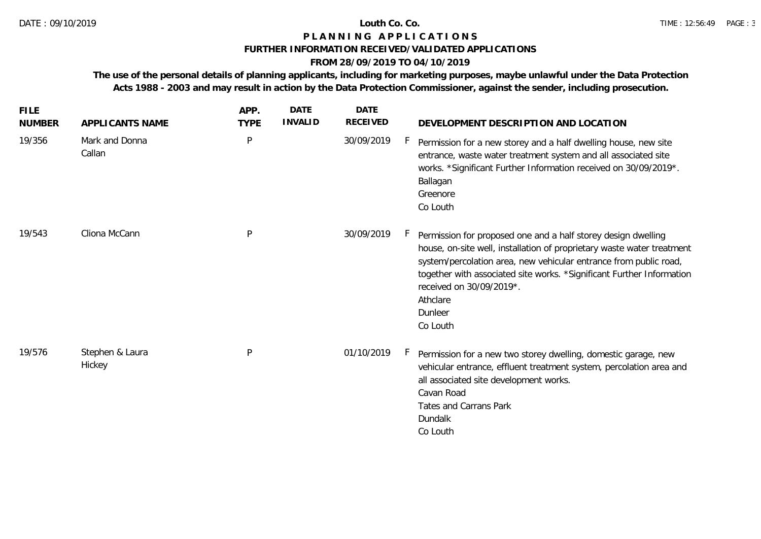# Louth Co. Co.

## PLANNING APPLICATIONS

### FURTHER INFORMATION RECEIVED/VALIDATED APPLICATIONS

### FROM 28/09/2019 TO 04/10/2019

**The use of the personal details of planning applicants, including for marketing purposes, maybe unlawful under the Data Protection Acts 1988 - 2003 and may result in action by the Data Protection Commissioner, against the sender, including prosecution.**

| FILE NUMBER | APPLICANTS NAME | APP. TYPE | DATE INVALID | DATE RECEIVED | | DEVELOPMENT DESCRIPTION AND LOCATION |
|---|---|---|---|---|---|---|
| 19/356 | Mark and Donna Callan | P | | 30/09/2019 | F | Permission for a new storey and a half dwelling house, new site entrance, waste water treatment system and all associated site works. *Significant Further Information received on 30/09/2019*. Ballagan Greenore Co Louth |
| 19/543 | Cliona McCann | P | | 30/09/2019 | F | Permission for proposed one and a half storey design dwelling house, on-site well, installation of proprietary waste water treatment system/percolation area, new vehicular entrance from public road, together with associated site works. *Significant Further Information received on 30/09/2019*. Athclare Dunleer Co Louth |
| 19/576 | Stephen & Laura Hickey | P | | 01/10/2019 | F | Permission for a new two storey dwelling, domestic garage, new vehicular entrance, effluent treatment system, percolation area and all associated site development works. Cavan Road Tates and Carrans Park Dundalk Co Louth |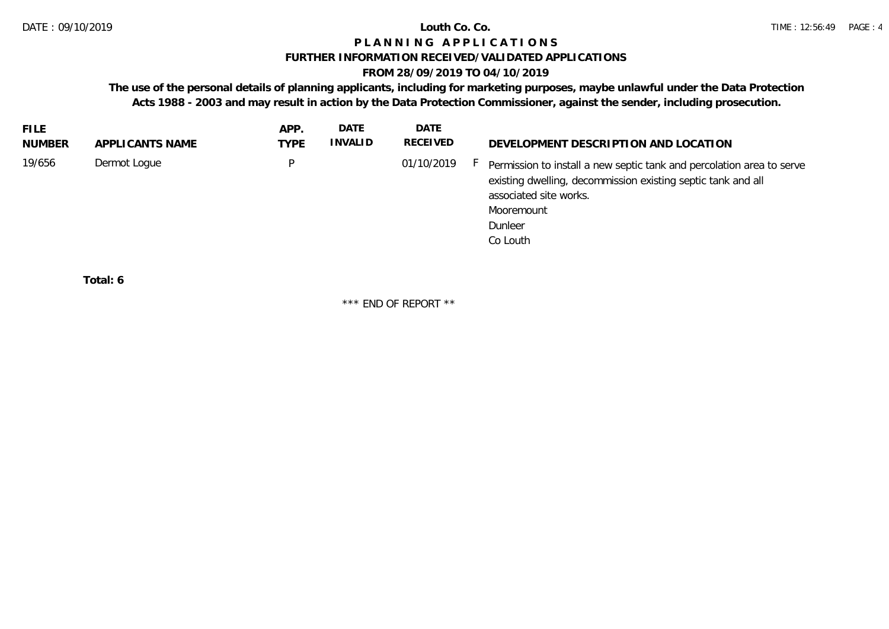**Louth Co. Co.**

# PLANNING APPLICATIONS

**FURTHER INFORMATION RECEIVED/VALIDATED APPLICATIONS**

**FROM 28/09/2019 TO 04/10/2019**

**The use of the personal details of planning applicants, including for marketing purposes, maybe unlawful under the Data Protection Acts 1988 - 2003 and may result in action by the Data Protection Commissioner, against the sender, including prosecution.**

| FILE NUMBER | APPLICANTS NAME | APP. TYPE | DATE INVALID | DATE RECEIVED | | DEVELOPMENT DESCRIPTION AND LOCATION |
|---|---|---|---|---|---|---|
| 19/656 | Dermot Logue | P | | 01/10/2019 | F | Permission to install a new septic tank and percolation area to serve existing dwelling, decommission existing septic tank and all associated site works.<br>Mooremount<br>Dunleer<br>Co Louth |

**Total: 6**

*** END OF REPORT **